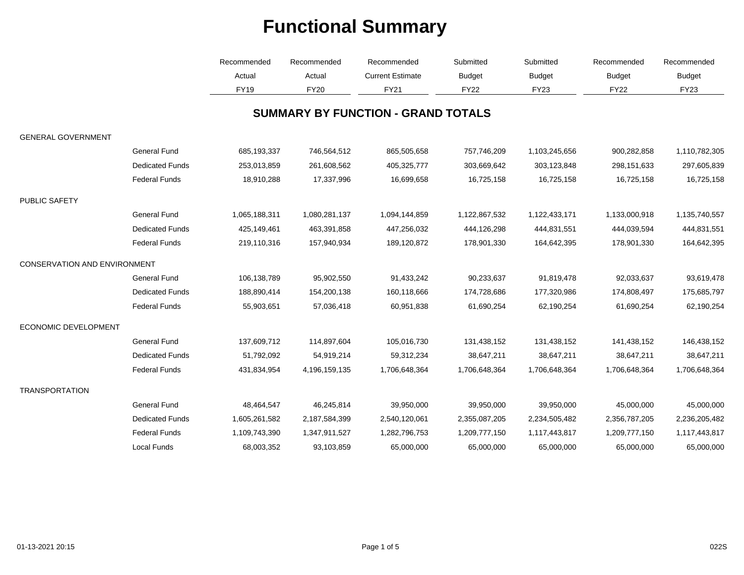# Functional Summary

| | | Recommended Actual FY19 | Recommended Actual FY20 | Recommended Current Estimate FY21 | Submitted Budget FY22 | Submitted Budget FY23 | Recommended Budget FY22 | Recommended Budget FY23 |
|---|---|---|---|---|---|---|---|---|

## SUMMARY BY FUNCTION - GRAND TOTALS

| | | Recommended Actual FY19 | Recommended Actual FY20 | Recommended Current Estimate FY21 | Submitted Budget FY22 | Submitted Budget FY23 | Recommended Budget FY22 | Recommended Budget FY23 |
|---|---|---|---|---|---|---|---|---|
| GENERAL GOVERNMENT | | | | | | | | |
| | General Fund | 685,193,337 | 746,564,512 | 865,505,658 | 757,746,209 | 1,103,245,656 | 900,282,858 | 1,110,782,305 |
| | Dedicated Funds | 253,013,859 | 261,608,562 | 405,325,777 | 303,669,642 | 303,123,848 | 298,151,633 | 297,605,839 |
| | Federal Funds | 18,910,288 | 17,337,996 | 16,699,658 | 16,725,158 | 16,725,158 | 16,725,158 | 16,725,158 |
| PUBLIC SAFETY | | | | | | | | |
| | General Fund | 1,065,188,311 | 1,080,281,137 | 1,094,144,859 | 1,122,867,532 | 1,122,433,171 | 1,133,000,918 | 1,135,740,557 |
| | Dedicated Funds | 425,149,461 | 463,391,858 | 447,256,032 | 444,126,298 | 444,831,551 | 444,039,594 | 444,831,551 |
| | Federal Funds | 219,110,316 | 157,940,934 | 189,120,872 | 178,901,330 | 164,642,395 | 178,901,330 | 164,642,395 |
| CONSERVATION AND ENVIRONMENT | | | | | | | | |
| | General Fund | 106,138,789 | 95,902,550 | 91,433,242 | 90,233,637 | 91,819,478 | 92,033,637 | 93,619,478 |
| | Dedicated Funds | 188,890,414 | 154,200,138 | 160,118,666 | 174,728,686 | 177,320,986 | 174,808,497 | 175,685,797 |
| | Federal Funds | 55,903,651 | 57,036,418 | 60,951,838 | 61,690,254 | 62,190,254 | 61,690,254 | 62,190,254 |
| ECONOMIC DEVELOPMENT | | | | | | | | |
| | General Fund | 137,609,712 | 114,897,604 | 105,016,730 | 131,438,152 | 131,438,152 | 141,438,152 | 146,438,152 |
| | Dedicated Funds | 51,792,092 | 54,919,214 | 59,312,234 | 38,647,211 | 38,647,211 | 38,647,211 | 38,647,211 |
| | Federal Funds | 431,834,954 | 4,196,159,135 | 1,706,648,364 | 1,706,648,364 | 1,706,648,364 | 1,706,648,364 | 1,706,648,364 |
| TRANSPORTATION | | | | | | | | |
| | General Fund | 48,464,547 | 46,245,814 | 39,950,000 | 39,950,000 | 39,950,000 | 45,000,000 | 45,000,000 |
| | Dedicated Funds | 1,605,261,582 | 2,187,584,399 | 2,540,120,061 | 2,355,087,205 | 2,234,505,482 | 2,356,787,205 | 2,236,205,482 |
| | Federal Funds | 1,109,743,390 | 1,347,911,527 | 1,282,796,753 | 1,209,777,150 | 1,117,443,817 | 1,209,777,150 | 1,117,443,817 |
| | Local Funds | 68,003,352 | 93,103,859 | 65,000,000 | 65,000,000 | 65,000,000 | 65,000,000 | 65,000,000 |

01-13-2021 20:15 022S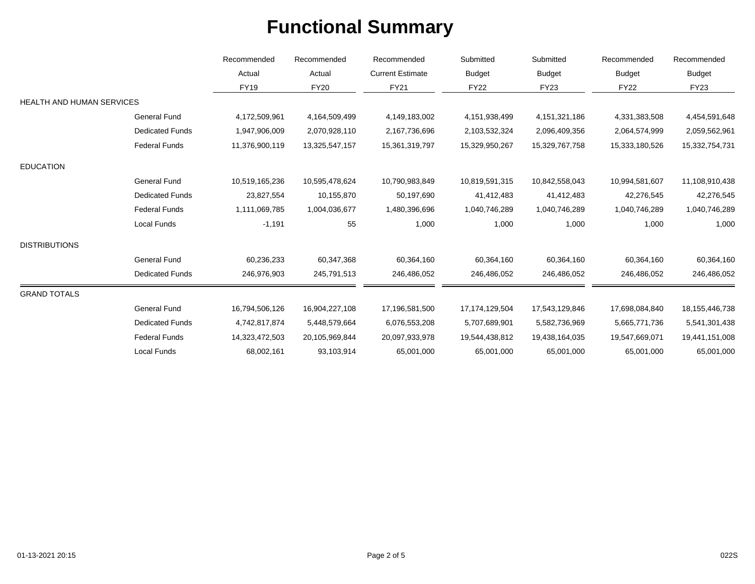# Functional Summary

| | | Recommended Actual FY19 | Recommended Actual FY20 | Recommended Current Estimate FY21 | Submitted Budget FY22 | Submitted Budget FY23 | Recommended Budget FY22 | Recommended Budget FY23 |
|---|---|---|---|---|---|---|---|---|
| HEALTH AND HUMAN SERVICES | | | | | | | | |
| | General Fund | 4,172,509,961 | 4,164,509,499 | 4,149,183,002 | 4,151,938,499 | 4,151,321,186 | 4,331,383,508 | 4,454,591,648 |
| | Dedicated Funds | 1,947,906,009 | 2,070,928,110 | 2,167,736,696 | 2,103,532,324 | 2,096,409,356 | 2,064,574,999 | 2,059,562,961 |
| | Federal Funds | 11,376,900,119 | 13,325,547,157 | 15,361,319,797 | 15,329,950,267 | 15,329,767,758 | 15,333,180,526 | 15,332,754,731 |
| EDUCATION | | | | | | | | |
| | General Fund | 10,519,165,236 | 10,595,478,624 | 10,790,983,849 | 10,819,591,315 | 10,842,558,043 | 10,994,581,607 | 11,108,910,438 |
| | Dedicated Funds | 23,827,554 | 10,155,870 | 50,197,690 | 41,412,483 | 41,412,483 | 42,276,545 | 42,276,545 |
| | Federal Funds | 1,111,069,785 | 1,004,036,677 | 1,480,396,696 | 1,040,746,289 | 1,040,746,289 | 1,040,746,289 | 1,040,746,289 |
| | Local Funds | -1,191 | 55 | 1,000 | 1,000 | 1,000 | 1,000 | 1,000 |
| DISTRIBUTIONS | | | | | | | | |
| | General Fund | 60,236,233 | 60,347,368 | 60,364,160 | 60,364,160 | 60,364,160 | 60,364,160 | 60,364,160 |
| | Dedicated Funds | 246,976,903 | 245,791,513 | 246,486,052 | 246,486,052 | 246,486,052 | 246,486,052 | 246,486,052 |
| GRAND TOTALS | | | | | | | | |
| | General Fund | 16,794,506,126 | 16,904,227,108 | 17,196,581,500 | 17,174,129,504 | 17,543,129,846 | 17,698,084,840 | 18,155,446,738 |
| | Dedicated Funds | 4,742,817,874 | 5,448,579,664 | 6,076,553,208 | 5,707,689,901 | 5,582,736,969 | 5,665,771,736 | 5,541,301,438 |
| | Federal Funds | 14,323,472,503 | 20,105,969,844 | 20,097,933,978 | 19,544,438,812 | 19,438,164,035 | 19,547,669,071 | 19,441,151,008 |
| | Local Funds | 68,002,161 | 93,103,914 | 65,001,000 | 65,001,000 | 65,001,000 | 65,001,000 | 65,001,000 |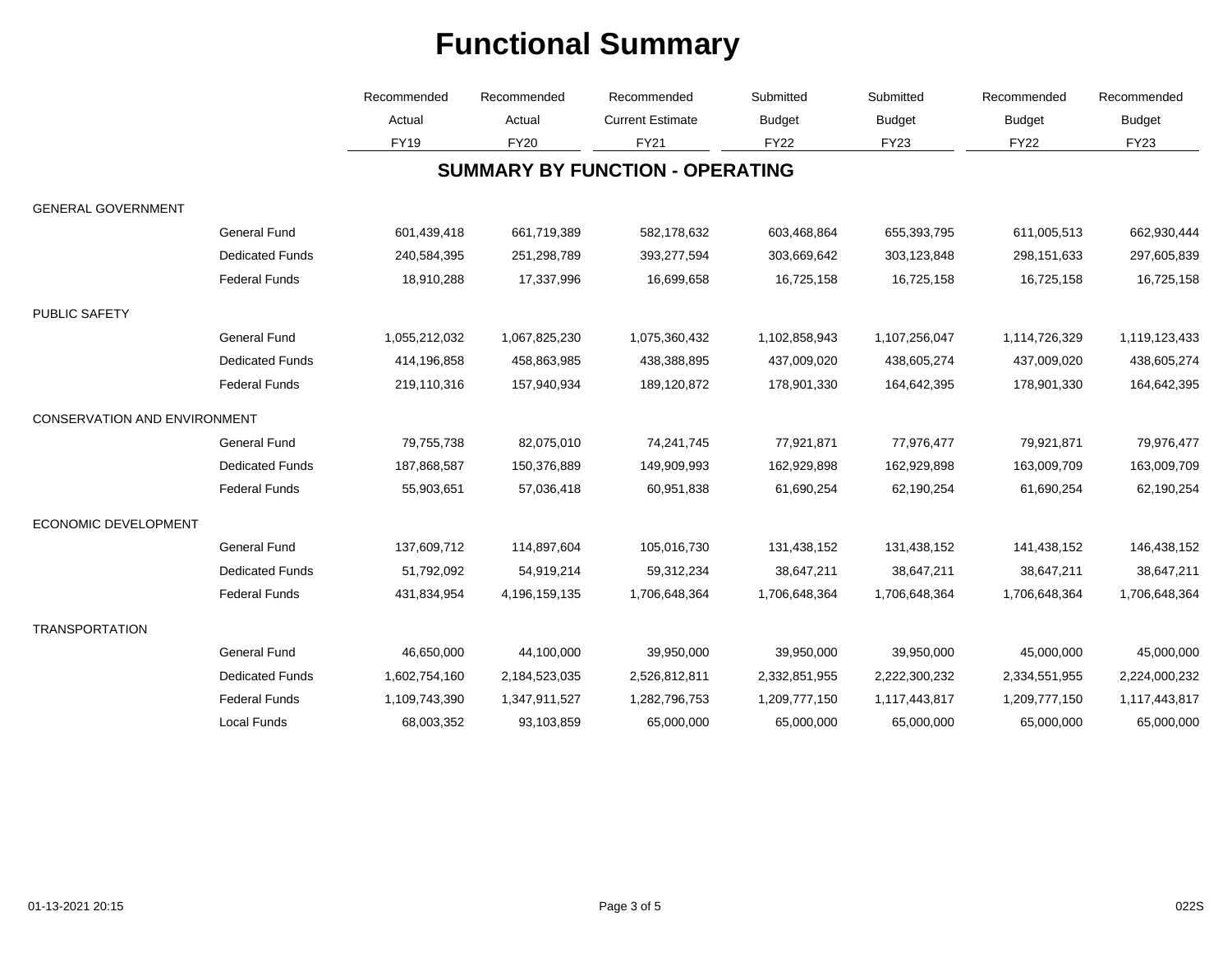# Functional Summary

| | | Recommended Actual FY19 | Recommended Actual FY20 | Recommended Current Estimate FY21 | Submitted Budget FY22 | Submitted Budget FY23 | Recommended Budget FY22 | Recommended Budget FY23 |
|---|---|---|---|---|---|---|---|---|
| **SUMMARY BY FUNCTION - OPERATING** | | | | | | | | |
| GENERAL GOVERNMENT | | | | | | | | |
| | General Fund | 601,439,418 | 661,719,389 | 582,178,632 | 603,468,864 | 655,393,795 | 611,005,513 | 662,930,444 |
| | Dedicated Funds | 240,584,395 | 251,298,789 | 393,277,594 | 303,669,642 | 303,123,848 | 298,151,633 | 297,605,839 |
| | Federal Funds | 18,910,288 | 17,337,996 | 16,699,658 | 16,725,158 | 16,725,158 | 16,725,158 | 16,725,158 |
| PUBLIC SAFETY | | | | | | | | |
| | General Fund | 1,055,212,032 | 1,067,825,230 | 1,075,360,432 | 1,102,858,943 | 1,107,256,047 | 1,114,726,329 | 1,119,123,433 |
| | Dedicated Funds | 414,196,858 | 458,863,985 | 438,388,895 | 437,009,020 | 438,605,274 | 437,009,020 | 438,605,274 |
| | Federal Funds | 219,110,316 | 157,940,934 | 189,120,872 | 178,901,330 | 164,642,395 | 178,901,330 | 164,642,395 |
| CONSERVATION AND ENVIRONMENT | | | | | | | | |
| | General Fund | 79,755,738 | 82,075,010 | 74,241,745 | 77,921,871 | 77,976,477 | 79,921,871 | 79,976,477 |
| | Dedicated Funds | 187,868,587 | 150,376,889 | 149,909,993 | 162,929,898 | 162,929,898 | 163,009,709 | 163,009,709 |
| | Federal Funds | 55,903,651 | 57,036,418 | 60,951,838 | 61,690,254 | 62,190,254 | 61,690,254 | 62,190,254 |
| ECONOMIC DEVELOPMENT | | | | | | | | |
| | General Fund | 137,609,712 | 114,897,604 | 105,016,730 | 131,438,152 | 131,438,152 | 141,438,152 | 146,438,152 |
| | Dedicated Funds | 51,792,092 | 54,919,214 | 59,312,234 | 38,647,211 | 38,647,211 | 38,647,211 | 38,647,211 |
| | Federal Funds | 431,834,954 | 4,196,159,135 | 1,706,648,364 | 1,706,648,364 | 1,706,648,364 | 1,706,648,364 | 1,706,648,364 |
| TRANSPORTATION | | | | | | | | |
| | General Fund | 46,650,000 | 44,100,000 | 39,950,000 | 39,950,000 | 39,950,000 | 45,000,000 | 45,000,000 |
| | Dedicated Funds | 1,602,754,160 | 2,184,523,035 | 2,526,812,811 | 2,332,851,955 | 2,222,300,232 | 2,334,551,955 | 2,224,000,232 |
| | Federal Funds | 1,109,743,390 | 1,347,911,527 | 1,282,796,753 | 1,209,777,150 | 1,117,443,817 | 1,209,777,150 | 1,117,443,817 |
| | Local Funds | 68,003,352 | 93,103,859 | 65,000,000 | 65,000,000 | 65,000,000 | 65,000,000 | 65,000,000 |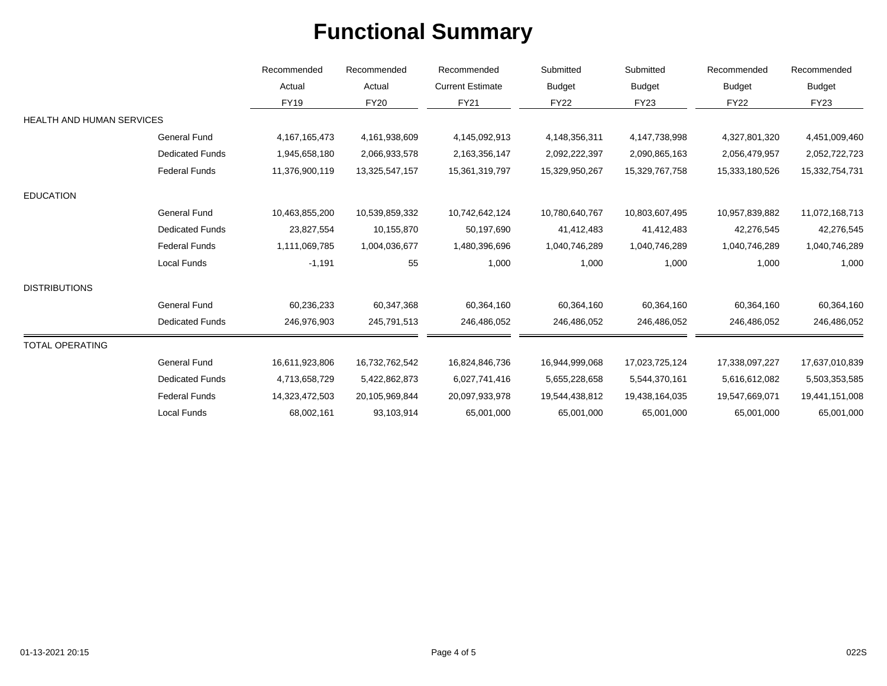# Functional Summary

| | | Recommended Actual FY19 | Recommended Actual FY20 | Recommended Current Estimate FY21 | Submitted Budget FY22 | Submitted Budget FY23 | Recommended Budget FY22 | Recommended Budget FY23 |
|---|---|---|---|---|---|---|---|---|
| HEALTH AND HUMAN SERVICES | | | | | | | | |
| | General Fund | 4,167,165,473 | 4,161,938,609 | 4,145,092,913 | 4,148,356,311 | 4,147,738,998 | 4,327,801,320 | 4,451,009,460 |
| | Dedicated Funds | 1,945,658,180 | 2,066,933,578 | 2,163,356,147 | 2,092,222,397 | 2,090,865,163 | 2,056,479,957 | 2,052,722,723 |
| | Federal Funds | 11,376,900,119 | 13,325,547,157 | 15,361,319,797 | 15,329,950,267 | 15,329,767,758 | 15,333,180,526 | 15,332,754,731 |
| EDUCATION | | | | | | | | |
| | General Fund | 10,463,855,200 | 10,539,859,332 | 10,742,642,124 | 10,780,640,767 | 10,803,607,495 | 10,957,839,882 | 11,072,168,713 |
| | Dedicated Funds | 23,827,554 | 10,155,870 | 50,197,690 | 41,412,483 | 41,412,483 | 42,276,545 | 42,276,545 |
| | Federal Funds | 1,111,069,785 | 1,004,036,677 | 1,480,396,696 | 1,040,746,289 | 1,040,746,289 | 1,040,746,289 | 1,040,746,289 |
| | Local Funds | -1,191 | 55 | 1,000 | 1,000 | 1,000 | 1,000 | 1,000 |
| DISTRIBUTIONS | | | | | | | | |
| | General Fund | 60,236,233 | 60,347,368 | 60,364,160 | 60,364,160 | 60,364,160 | 60,364,160 | 60,364,160 |
| | Dedicated Funds | 246,976,903 | 245,791,513 | 246,486,052 | 246,486,052 | 246,486,052 | 246,486,052 | 246,486,052 |
| TOTAL OPERATING | | | | | | | | |
| | General Fund | 16,611,923,806 | 16,732,762,542 | 16,824,846,736 | 16,944,999,068 | 17,023,725,124 | 17,338,097,227 | 17,637,010,839 |
| | Dedicated Funds | 4,713,658,729 | 5,422,862,873 | 6,027,741,416 | 5,655,228,658 | 5,544,370,161 | 5,616,612,082 | 5,503,353,585 |
| | Federal Funds | 14,323,472,503 | 20,105,969,844 | 20,097,933,978 | 19,544,438,812 | 19,438,164,035 | 19,547,669,071 | 19,441,151,008 |
| | Local Funds | 68,002,161 | 93,103,914 | 65,001,000 | 65,001,000 | 65,001,000 | 65,001,000 | 65,001,000 |

01-13-2021 20:15 022S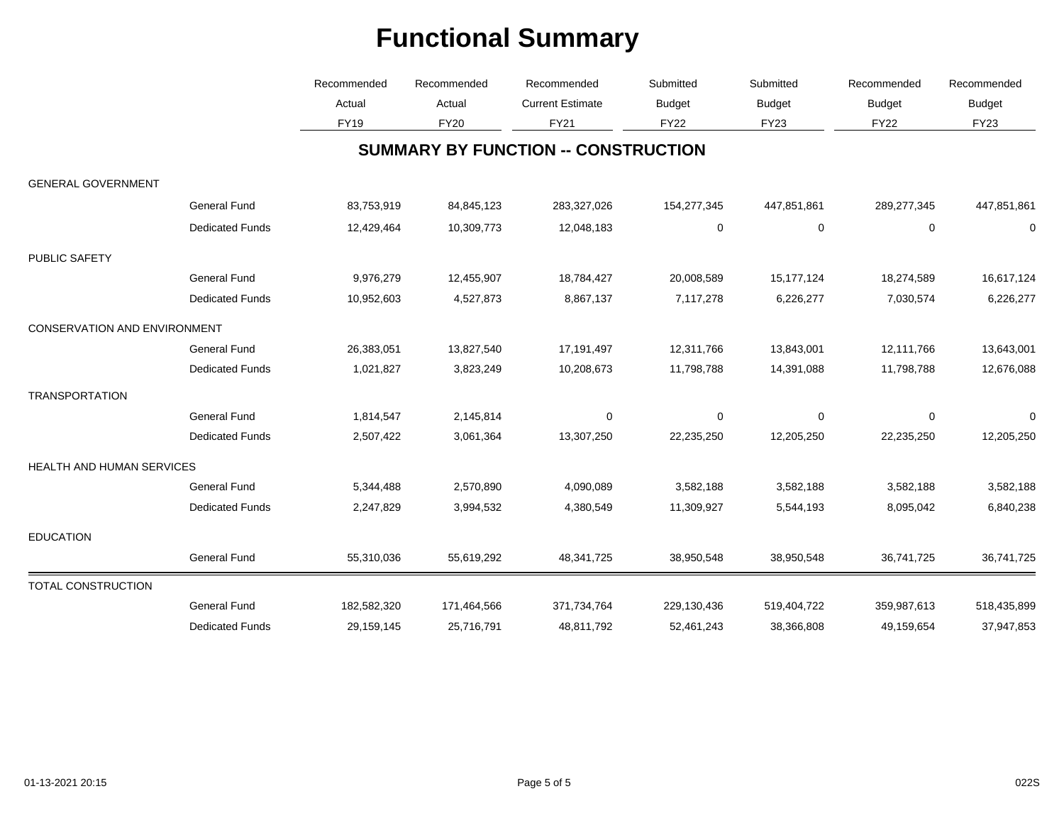# Functional Summary

| | | Recommended Actual FY19 | Recommended Actual FY20 | Recommended Current Estimate FY21 | Submitted Budget FY22 | Submitted Budget FY23 | Recommended Budget FY22 | Recommended Budget FY23 |
|---|---|---|---|---|---|---|---|---|
| **SUMMARY BY FUNCTION -- CONSTRUCTION** | | | | | | | | |
| GENERAL GOVERNMENT | | | | | | | | |
| | General Fund | 83,753,919 | 84,845,123 | 283,327,026 | 154,277,345 | 447,851,861 | 289,277,345 | 447,851,861 |
| | Dedicated Funds | 12,429,464 | 10,309,773 | 12,048,183 | 0 | 0 | 0 | 0 |
| PUBLIC SAFETY | | | | | | | | |
| | General Fund | 9,976,279 | 12,455,907 | 18,784,427 | 20,008,589 | 15,177,124 | 18,274,589 | 16,617,124 |
| | Dedicated Funds | 10,952,603 | 4,527,873 | 8,867,137 | 7,117,278 | 6,226,277 | 7,030,574 | 6,226,277 |
| CONSERVATION AND ENVIRONMENT | | | | | | | | |
| | General Fund | 26,383,051 | 13,827,540 | 17,191,497 | 12,311,766 | 13,843,001 | 12,111,766 | 13,643,001 |
| | Dedicated Funds | 1,021,827 | 3,823,249 | 10,208,673 | 11,798,788 | 14,391,088 | 11,798,788 | 12,676,088 |
| TRANSPORTATION | | | | | | | | |
| | General Fund | 1,814,547 | 2,145,814 | 0 | 0 | 0 | 0 | 0 |
| | Dedicated Funds | 2,507,422 | 3,061,364 | 13,307,250 | 22,235,250 | 12,205,250 | 22,235,250 | 12,205,250 |
| HEALTH AND HUMAN SERVICES | | | | | | | | |
| | General Fund | 5,344,488 | 2,570,890 | 4,090,089 | 3,582,188 | 3,582,188 | 3,582,188 | 3,582,188 |
| | Dedicated Funds | 2,247,829 | 3,994,532 | 4,380,549 | 11,309,927 | 5,544,193 | 8,095,042 | 6,840,238 |
| EDUCATION | | | | | | | | |
| | General Fund | 55,310,036 | 55,619,292 | 48,341,725 | 38,950,548 | 38,950,548 | 36,741,725 | 36,741,725 |
| TOTAL CONSTRUCTION | | | | | | | | |
| | General Fund | 182,582,320 | 171,464,566 | 371,734,764 | 229,130,436 | 519,404,722 | 359,987,613 | 518,435,899 |
| | Dedicated Funds | 29,159,145 | 25,716,791 | 48,811,792 | 52,461,243 | 38,366,808 | 49,159,654 | 37,947,853 |

01-13-2021 20:15

022S